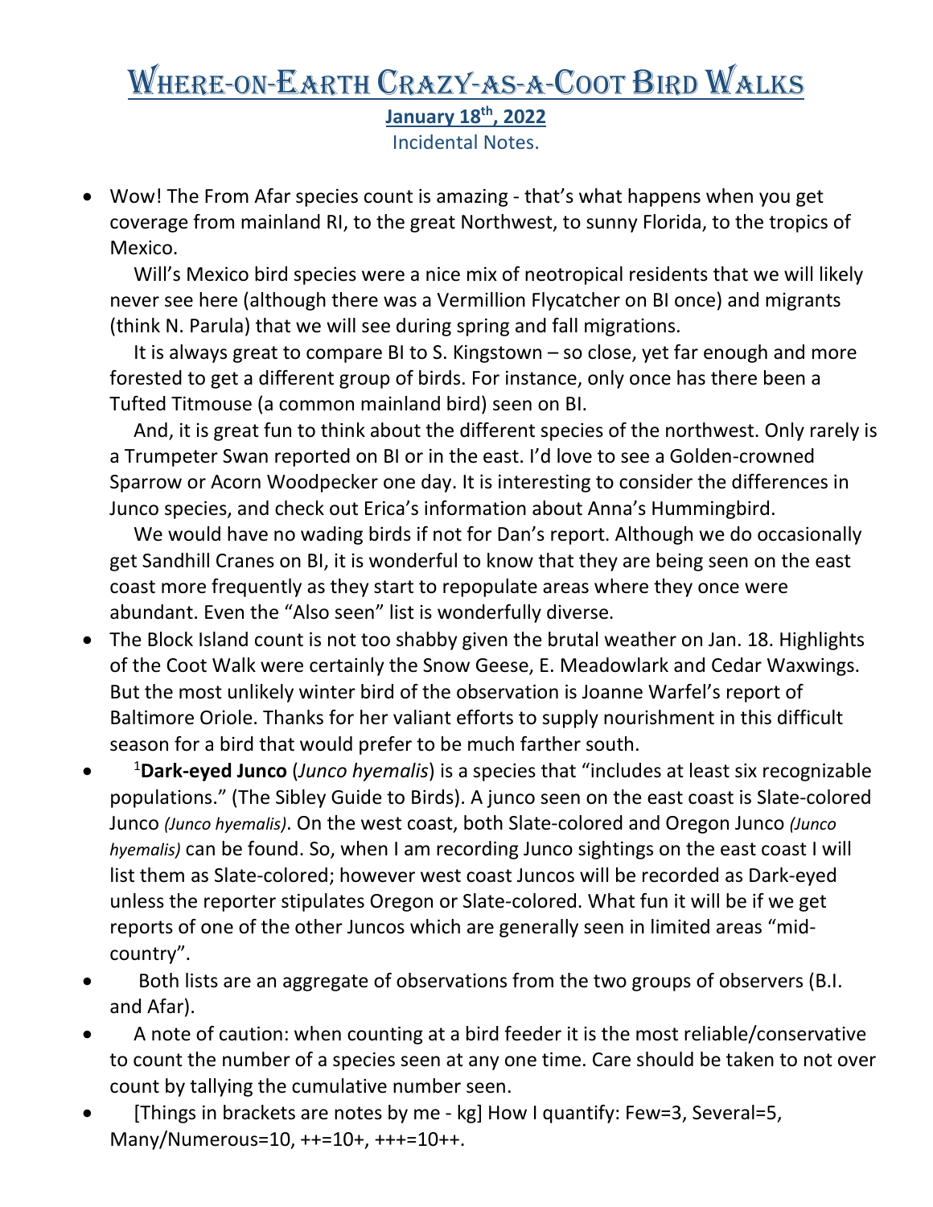# Where-on-Earth Crazy-as-a-Coot Bird Walks

**January 18th, 2022**

Incidental Notes.

- Wow! The From Afar species count is amazing - that's what happens when you get coverage from mainland RI, to the great Northwest, to sunny Florida, to the tropics of Mexico.

  Will's Mexico bird species were a nice mix of neotropical residents that we will likely never see here (although there was a Vermillion Flycatcher on BI once) and migrants (think N. Parula) that we will see during spring and fall migrations.

  It is always great to compare BI to S. Kingstown – so close, yet far enough and more forested to get a different group of birds. For instance, only once has there been a Tufted Titmouse (a common mainland bird) seen on BI.

  And, it is great fun to think about the different species of the northwest. Only rarely is a Trumpeter Swan reported on BI or in the east. I'd love to see a Golden-crowned Sparrow or Acorn Woodpecker one day. It is interesting to consider the differences in Junco species, and check out Erica's information about Anna's Hummingbird.

  We would have no wading birds if not for Dan's report. Although we do occasionally get Sandhill Cranes on BI, it is wonderful to know that they are being seen on the east coast more frequently as they start to repopulate areas where they once were abundant. Even the "Also seen" list is wonderfully diverse.
- The Block Island count is not too shabby given the brutal weather on Jan. 18. Highlights of the Coot Walk were certainly the Snow Geese, E. Meadowlark and Cedar Waxwings. But the most unlikely winter bird of the observation is Joanne Warfel's report of Baltimore Oriole. Thanks for her valiant efforts to supply nourishment in this difficult season for a bird that would prefer to be much farther south.
- [1]**Dark-eyed Junco** (*Junco hyemalis*) is a species that "includes at least six recognizable populations." (The Sibley Guide to Birds). A junco seen on the east coast is Slate-colored Junco *(Junco hyemalis)*. On the west coast, both Slate-colored and Oregon Junco *(Junco hyemalis)* can be found. So, when I am recording Junco sightings on the east coast I will list them as Slate-colored; however west coast Juncos will be recorded as Dark-eyed unless the reporter stipulates Oregon or Slate-colored. What fun it will be if we get reports of one of the other Juncos which are generally seen in limited areas "mid-country".
- Both lists are an aggregate of observations from the two groups of observers (B.I. and Afar).
- A note of caution: when counting at a bird feeder it is the most reliable/conservative to count the number of a species seen at any one time. Care should be taken to not over count by tallying the cumulative number seen.
- [Things in brackets are notes by me - kg] How I quantify: Few=3, Several=5, Many/Numerous=10, ++=10+, +++=10++.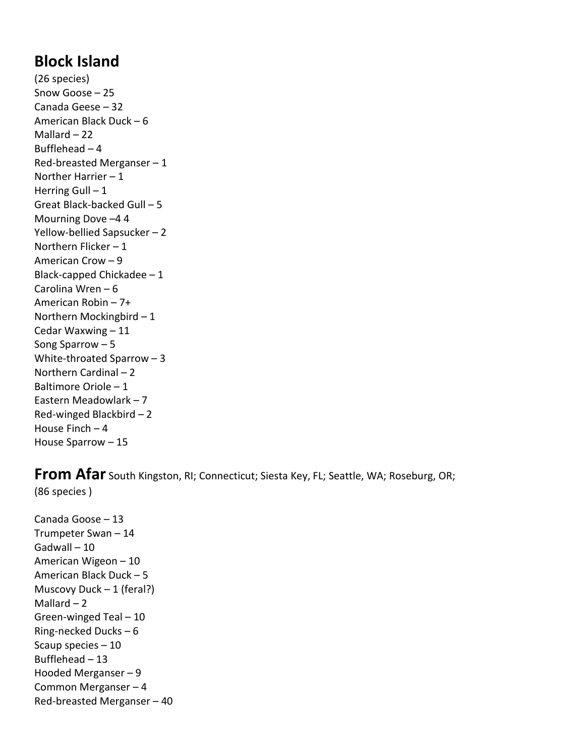## Block Island

(26 species)
Snow Goose – 25
Canada Geese – 32
American Black Duck – 6
Mallard – 22
Bufflehead – 4
Red-breasted Merganser – 1
Norther Harrier – 1
Herring Gull – 1
Great Black-backed Gull – 5
Mourning Dove –4 4
Yellow-bellied Sapsucker – 2
Northern Flicker – 1
American Crow – 9
Black-capped Chickadee – 1
Carolina Wren – 6
American Robin – 7+
Northern Mockingbird – 1
Cedar Waxwing – 11
Song Sparrow – 5
White-throated Sparrow – 3
Northern Cardinal – 2
Baltimore Oriole – 1
Eastern Meadowlark – 7
Red-winged Blackbird – 2
House Finch – 4
House Sparrow – 15

## From Afar South Kingston, RI; Connecticut; Siesta Key, FL; Seattle, WA; Roseburg, OR;

(86 species )

Canada Goose – 13
Trumpeter Swan – 14
Gadwall – 10
American Wigeon – 10
American Black Duck – 5
Muscovy Duck – 1 (feral?)
Mallard – 2
Green-winged Teal – 10
Ring-necked Ducks – 6
Scaup species – 10
Bufflehead – 13
Hooded Merganser – 9
Common Merganser – 4
Red-breasted Merganser – 40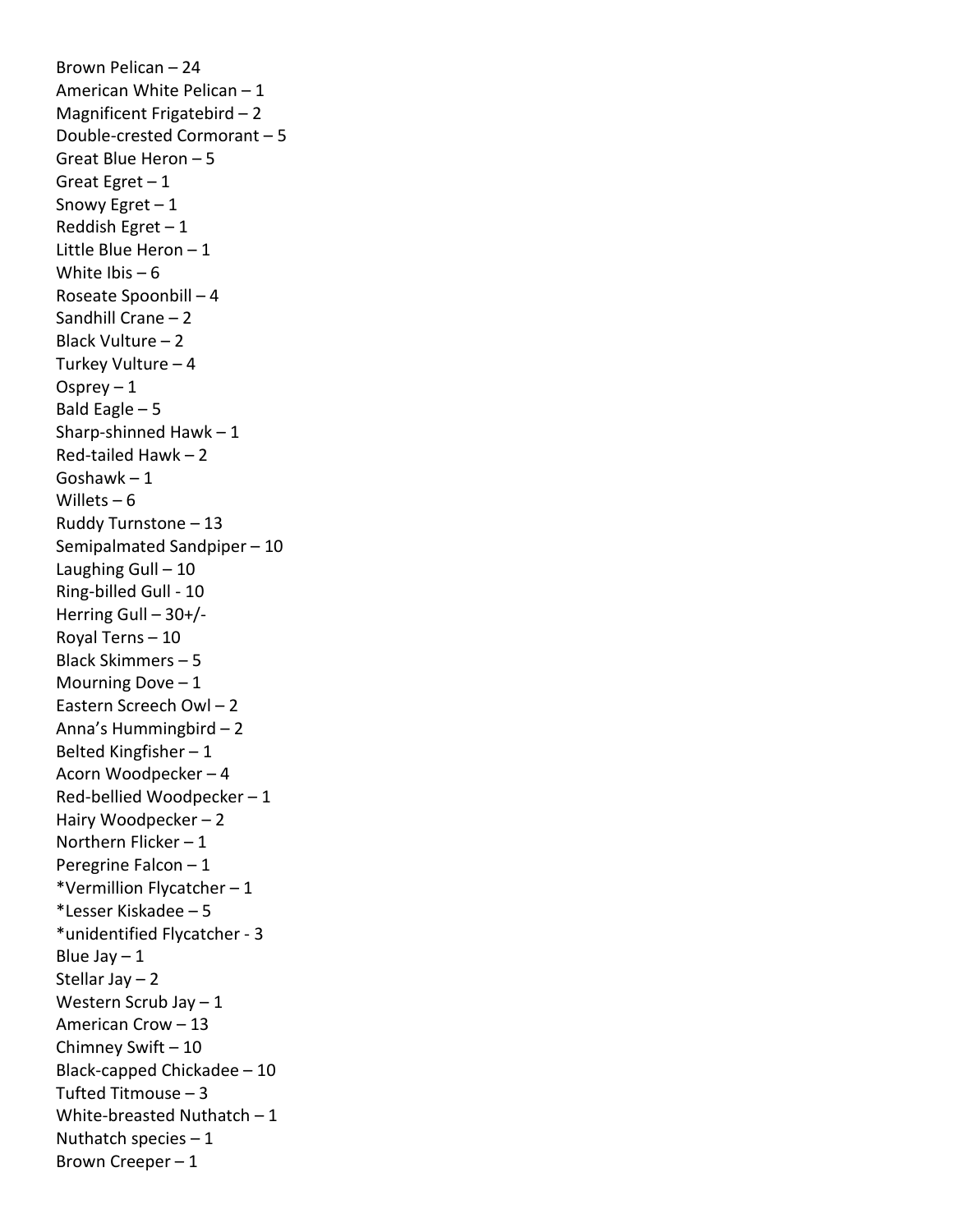Brown Pelican – 24
American White Pelican – 1
Magnificent Frigatebird – 2
Double-crested Cormorant – 5
Great Blue Heron – 5
Great Egret – 1
Snowy Egret – 1
Reddish Egret – 1
Little Blue Heron – 1
White Ibis – 6
Roseate Spoonbill – 4
Sandhill Crane – 2
Black Vulture – 2
Turkey Vulture – 4
Osprey – 1
Bald Eagle – 5
Sharp-shinned Hawk – 1
Red-tailed Hawk – 2
Goshawk – 1
Willets – 6
Ruddy Turnstone – 13
Semipalmated Sandpiper – 10
Laughing Gull – 10
Ring-billed Gull - 10
Herring Gull – 30+/-
Royal Terns – 10
Black Skimmers – 5
Mourning Dove – 1
Eastern Screech Owl – 2
Anna's Hummingbird – 2
Belted Kingfisher – 1
Acorn Woodpecker – 4
Red-bellied Woodpecker – 1
Hairy Woodpecker – 2
Northern Flicker – 1
Peregrine Falcon – 1
*Vermillion Flycatcher – 1
*Lesser Kiskadee – 5
*unidentified Flycatcher - 3
Blue Jay – 1
Stellar Jay – 2
Western Scrub Jay – 1
American Crow – 13
Chimney Swift – 10
Black-capped Chickadee – 10
Tufted Titmouse – 3
White-breasted Nuthatch – 1
Nuthatch species – 1
Brown Creeper – 1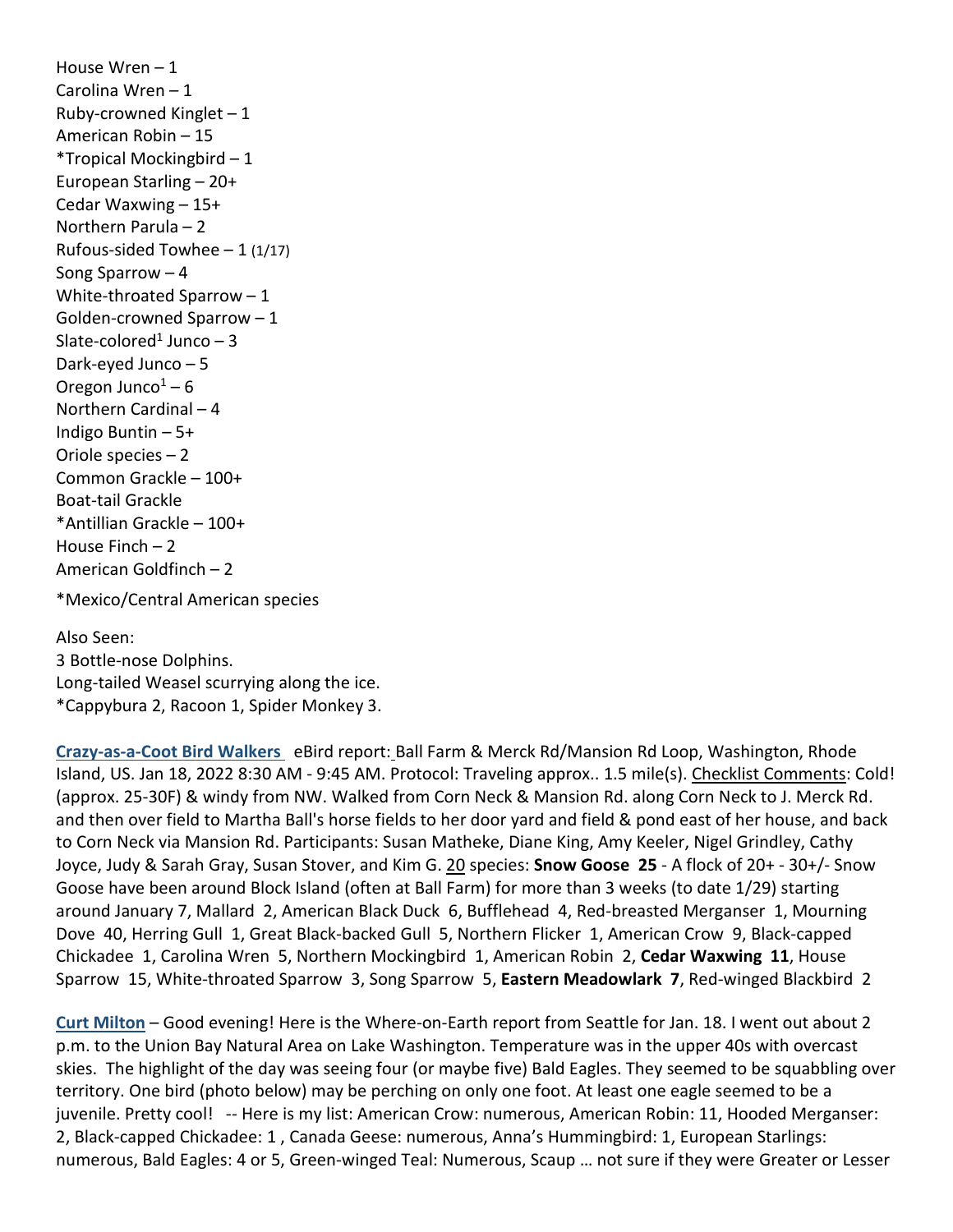House Wren – 1
Carolina Wren – 1
Ruby-crowned Kinglet – 1
American Robin – 15
*Tropical Mockingbird – 1
European Starling – 20+
Cedar Waxwing – 15+
Northern Parula – 2
Rufous-sided Towhee – 1 (1/17)
Song Sparrow – 4
White-throated Sparrow – 1
Golden-crowned Sparrow – 1
Slate-colored[1] Junco – 3
Dark-eyed Junco – 5
Oregon Junco[1] – 6
Northern Cardinal – 4
Indigo Buntin – 5+
Oriole species – 2
Common Grackle – 100+
Boat-tail Grackle
*Antillian Grackle – 100+
House Finch – 2
American Goldfinch – 2

*Mexico/Central American species

Also Seen:
3 Bottle-nose Dolphins.
Long-tailed Weasel scurrying along the ice.
*Cappybura 2, Racoon 1, Spider Monkey 3.

**Crazy-as-a-Coot Bird Walkers** eBird report: Ball Farm & Merck Rd/Mansion Rd Loop, Washington, Rhode Island, US. Jan 18, 2022 8:30 AM - 9:45 AM. Protocol: Traveling approx.. 1.5 mile(s). Checklist Comments: Cold! (approx. 25-30F) & windy from NW. Walked from Corn Neck & Mansion Rd. along Corn Neck to J. Merck Rd. and then over field to Martha Ball's horse fields to her door yard and field & pond east of her house, and back to Corn Neck via Mansion Rd. Participants: Susan Matheke, Diane King, Amy Keeler, Nigel Grindley, Cathy Joyce, Judy & Sarah Gray, Susan Stover, and Kim G. 20 species: **Snow Goose 25** - A flock of 20+ - 30+/- Snow Goose have been around Block Island (often at Ball Farm) for more than 3 weeks (to date 1/29) starting around January 7, Mallard 2, American Black Duck 6, Bufflehead 4, Red-breasted Merganser 1, Mourning Dove 40, Herring Gull 1, Great Black-backed Gull 5, Northern Flicker 1, American Crow 9, Black-capped Chickadee 1, Carolina Wren 5, Northern Mockingbird 1, American Robin 2, **Cedar Waxwing 11**, House Sparrow 15, White-throated Sparrow 3, Song Sparrow 5, **Eastern Meadowlark 7**, Red-winged Blackbird 2

**Curt Milton** – Good evening! Here is the Where-on-Earth report from Seattle for Jan. 18. I went out about 2 p.m. to the Union Bay Natural Area on Lake Washington. Temperature was in the upper 40s with overcast skies. The highlight of the day was seeing four (or maybe five) Bald Eagles. They seemed to be squabbling over territory. One bird (photo below) may be perching on only one foot. At least one eagle seemed to be a juvenile. Pretty cool! -- Here is my list: American Crow: numerous, American Robin: 11, Hooded Merganser: 2, Black-capped Chickadee: 1 , Canada Geese: numerous, Anna's Hummingbird: 1, European Starlings: numerous, Bald Eagles: 4 or 5, Green-winged Teal: Numerous, Scaup … not sure if they were Greater or Lesser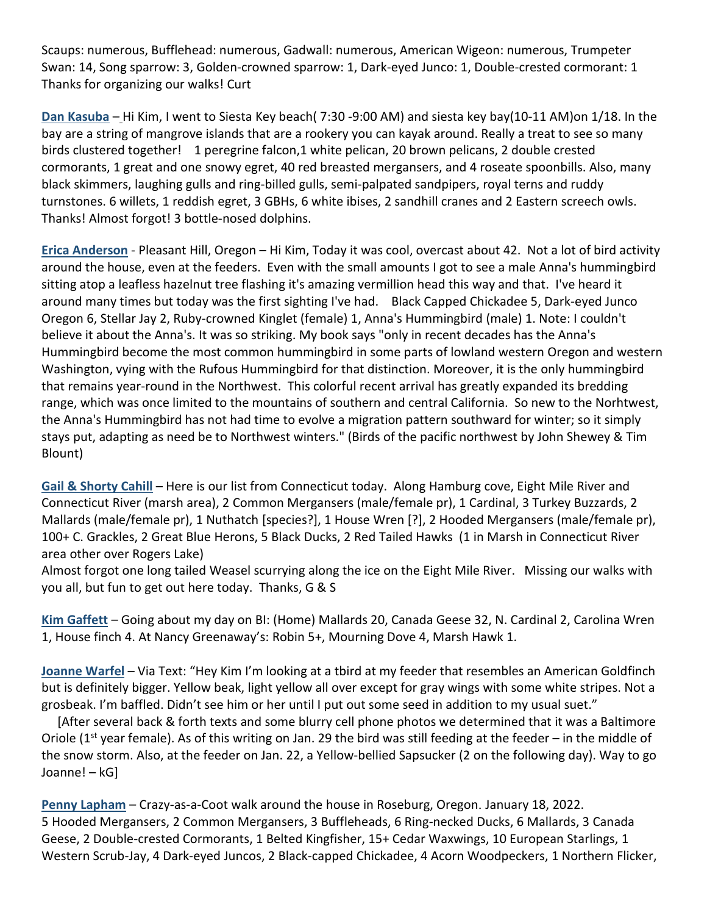Scaups: numerous, Bufflehead: numerous, Gadwall: numerous, American Wigeon: numerous, Trumpeter Swan: 14, Song sparrow: 3, Golden-crowned sparrow: 1, Dark-eyed Junco: 1, Double-crested cormorant: 1 Thanks for organizing our walks! Curt

**Dan Kasuba** – Hi Kim, I went to Siesta Key beach( 7:30 -9:00 AM) and siesta key bay(10-11 AM)on 1/18. In the bay are a string of mangrove islands that are a rookery you can kayak around. Really a treat to see so many birds clustered together! 1 peregrine falcon,1 white pelican, 20 brown pelicans, 2 double crested cormorants, 1 great and one snowy egret, 40 red breasted mergansers, and 4 roseate spoonbills. Also, many black skimmers, laughing gulls and ring-billed gulls, semi-palpated sandpipers, royal terns and ruddy turnstones. 6 willets, 1 reddish egret, 3 GBHs, 6 white ibises, 2 sandhill cranes and 2 Eastern screech owls. Thanks! Almost forgot! 3 bottle-nosed dolphins.

**Erica Anderson** - Pleasant Hill, Oregon – Hi Kim, Today it was cool, overcast about 42. Not a lot of bird activity around the house, even at the feeders. Even with the small amounts I got to see a male Anna's hummingbird sitting atop a leafless hazelnut tree flashing it's amazing vermillion head this way and that. I've heard it around many times but today was the first sighting I've had. Black Capped Chickadee 5, Dark-eyed Junco Oregon 6, Stellar Jay 2, Ruby-crowned Kinglet (female) 1, Anna's Hummingbird (male) 1. Note: I couldn't believe it about the Anna's. It was so striking. My book says "only in recent decades has the Anna's Hummingbird become the most common hummingbird in some parts of lowland western Oregon and western Washington, vying with the Rufous Hummingbird for that distinction. Moreover, it is the only hummingbird that remains year-round in the Northwest. This colorful recent arrival has greatly expanded its bredding range, which was once limited to the mountains of southern and central California. So new to the Norhtwest, the Anna's Hummingbird has not had time to evolve a migration pattern southward for winter; so it simply stays put, adapting as need be to Northwest winters." (Birds of the pacific northwest by John Shewey & Tim Blount)

**Gail & Shorty Cahill** – Here is our list from Connecticut today. Along Hamburg cove, Eight Mile River and Connecticut River (marsh area), 2 Common Mergansers (male/female pr), 1 Cardinal, 3 Turkey Buzzards, 2 Mallards (male/female pr), 1 Nuthatch [species?], 1 House Wren [?], 2 Hooded Mergansers (male/female pr), 100+ C. Grackles, 2 Great Blue Herons, 5 Black Ducks, 2 Red Tailed Hawks (1 in Marsh in Connecticut River area other over Rogers Lake)
Almost forgot one long tailed Weasel scurrying along the ice on the Eight Mile River. Missing our walks with you all, but fun to get out here today. Thanks, G & S

**Kim Gaffett** – Going about my day on BI: (Home) Mallards 20, Canada Geese 32, N. Cardinal 2, Carolina Wren 1, House finch 4. At Nancy Greenaway's: Robin 5+, Mourning Dove 4, Marsh Hawk 1.

**Joanne Warfel** – Via Text: "Hey Kim I'm looking at a tbird at my feeder that resembles an American Goldfinch but is definitely bigger. Yellow beak, light yellow all over except for gray wings with some white stripes. Not a grosbeak. I'm baffled. Didn't see him or her until I put out some seed in addition to my usual suet."

[After several back & forth texts and some blurry cell phone photos we determined that it was a Baltimore Oriole (1st year female). As of this writing on Jan. 29 the bird was still feeding at the feeder – in the middle of the snow storm. Also, at the feeder on Jan. 22, a Yellow-bellied Sapsucker (2 on the following day). Way to go Joanne! – kG]

**Penny Lapham** – Crazy-as-a-Coot walk around the house in Roseburg, Oregon. January 18, 2022.
5 Hooded Mergansers, 2 Common Mergansers, 3 Buffleheads, 6 Ring-necked Ducks, 6 Mallards, 3 Canada Geese, 2 Double-crested Cormorants, 1 Belted Kingfisher, 15+ Cedar Waxwings, 10 European Starlings, 1 Western Scrub-Jay, 4 Dark-eyed Juncos, 2 Black-capped Chickadee, 4 Acorn Woodpeckers, 1 Northern Flicker,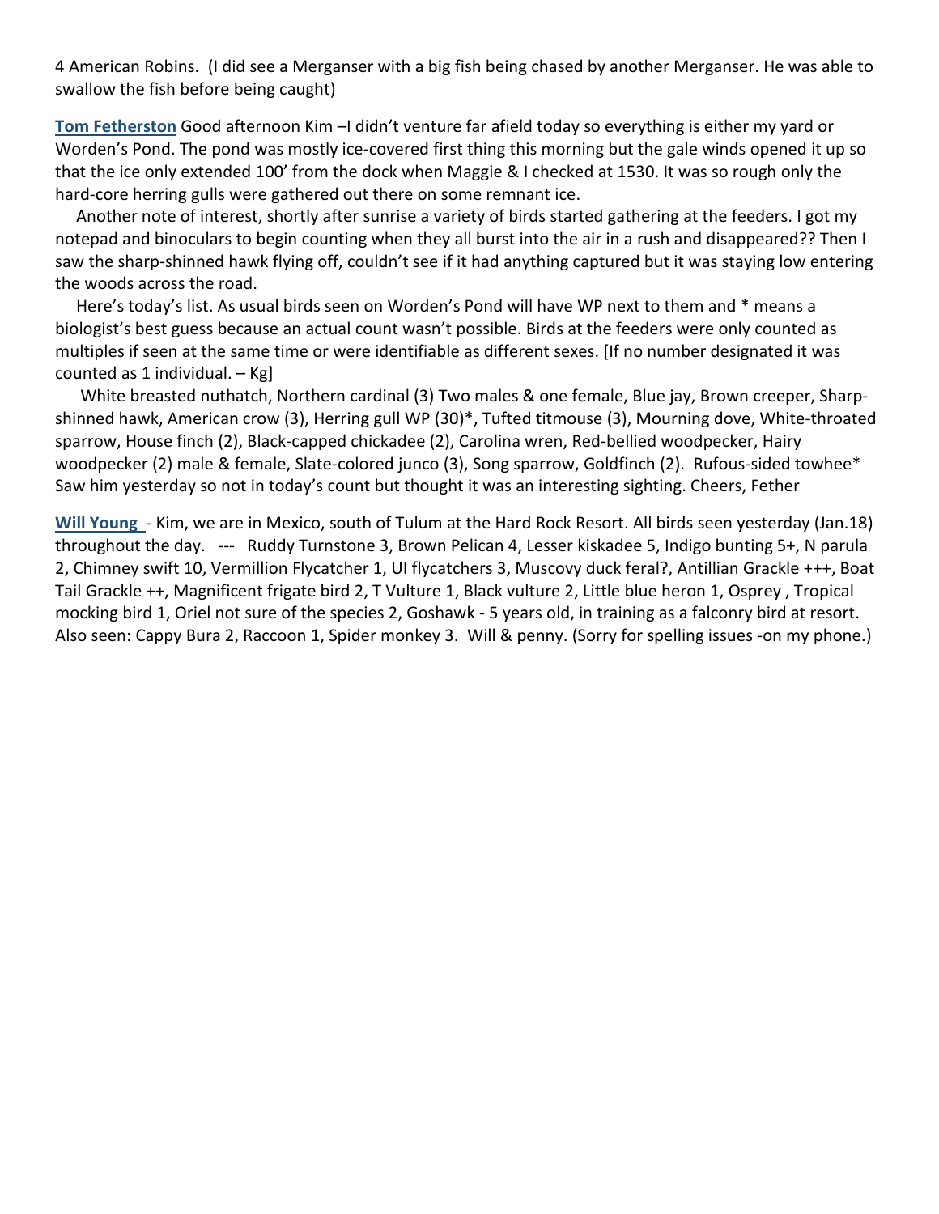4 American Robins.  (I did see a Merganser with a big fish being chased by another Merganser. He was able to swallow the fish before being caught)

**Tom Fetherston** Good afternoon Kim –I didn't venture far afield today so everything is either my yard or Worden's Pond. The pond was mostly ice-covered first thing this morning but the gale winds opened it up so that the ice only extended 100' from the dock when Maggie & I checked at 1530. It was so rough only the hard-core herring gulls were gathered out there on some remnant ice.

Another note of interest, shortly after sunrise a variety of birds started gathering at the feeders. I got my notepad and binoculars to begin counting when they all burst into the air in a rush and disappeared?? Then I saw the sharp-shinned hawk flying off, couldn't see if it had anything captured but it was staying low entering the woods across the road.

Here's today's list. As usual birds seen on Worden's Pond will have WP next to them and * means a biologist's best guess because an actual count wasn't possible. Birds at the feeders were only counted as multiples if seen at the same time or were identifiable as different sexes. [If no number designated it was counted as 1 individual. – Kg]

White breasted nuthatch, Northern cardinal (3) Two males & one female, Blue jay, Brown creeper, Sharp-shinned hawk, American crow (3), Herring gull WP (30)*, Tufted titmouse (3), Mourning dove, White-throated sparrow, House finch (2), Black-capped chickadee (2), Carolina wren, Red-bellied woodpecker, Hairy woodpecker (2) male & female, Slate-colored junco (3), Song sparrow, Goldfinch (2).  Rufous-sided towhee* Saw him yesterday so not in today's count but thought it was an interesting sighting. Cheers, Fether

**Will Young** - Kim, we are in Mexico, south of Tulum at the Hard Rock Resort. All birds seen yesterday (Jan.18) throughout the day.  ---  Ruddy Turnstone 3, Brown Pelican 4, Lesser kiskadee 5, Indigo bunting 5+, N parula 2, Chimney swift 10, Vermillion Flycatcher 1, UI flycatchers 3, Muscovy duck feral?, Antillian Grackle +++, Boat Tail Grackle ++, Magnificent frigate bird 2, T Vulture 1, Black vulture 2, Little blue heron 1, Osprey , Tropical mocking bird 1, Oriel not sure of the species 2, Goshawk - 5 years old, in training as a falconry bird at resort. Also seen: Cappy Bura 2, Raccoon 1, Spider monkey 3.  Will & penny. (Sorry for spelling issues -on my phone.)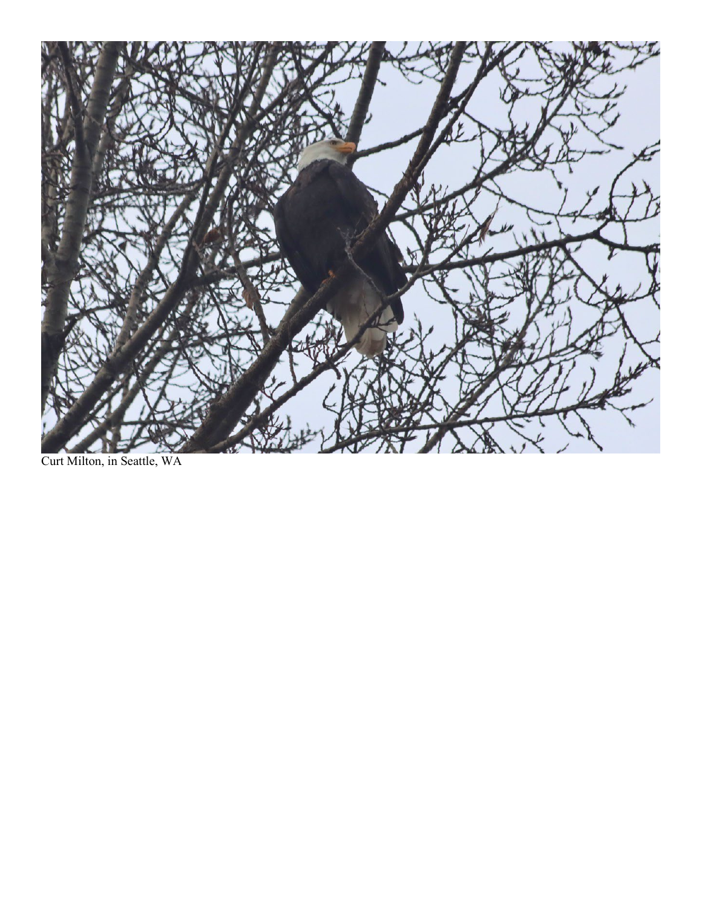Curt Milton, in Seattle, WA